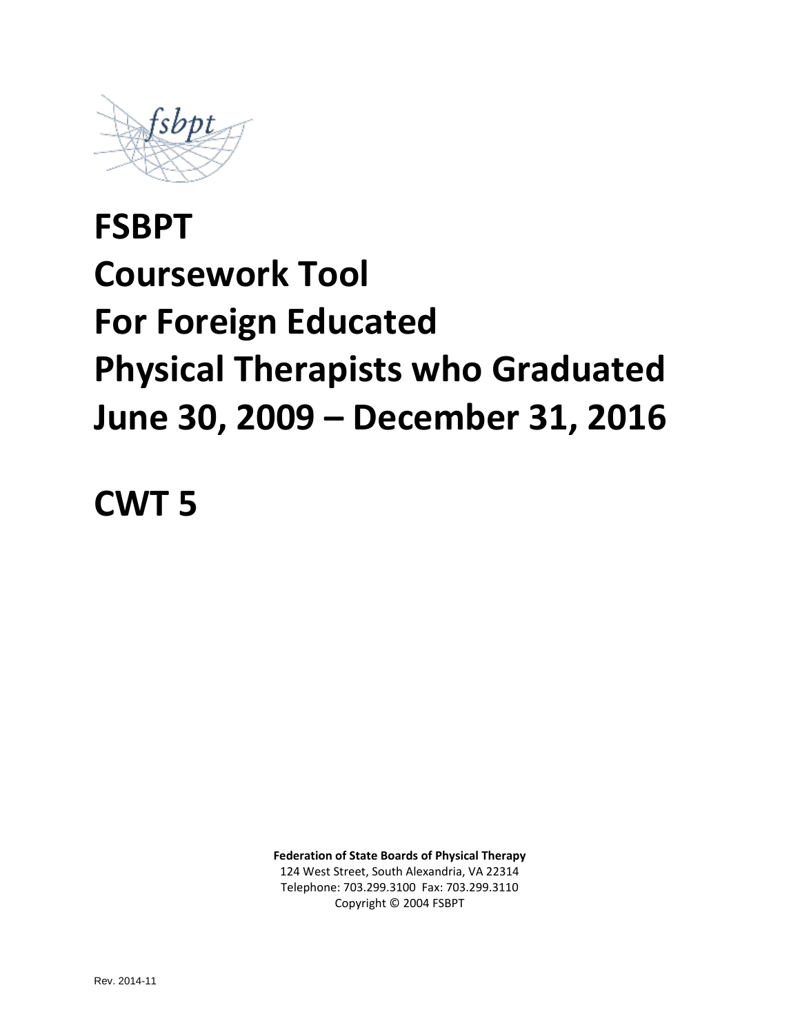# FSBPT
# Coursework Tool
# For Foreign Educated
# Physical Therapists who Graduated
# June 30, 2009 – December 31, 2016

# CWT 5

**Federation of State Boards of Physical Therapy**
124 West Street, South Alexandria, VA 22314
Telephone: 703.299.3100 Fax: 703.299.3110
Copyright © 2004 FSBPT

Rev. 2014-11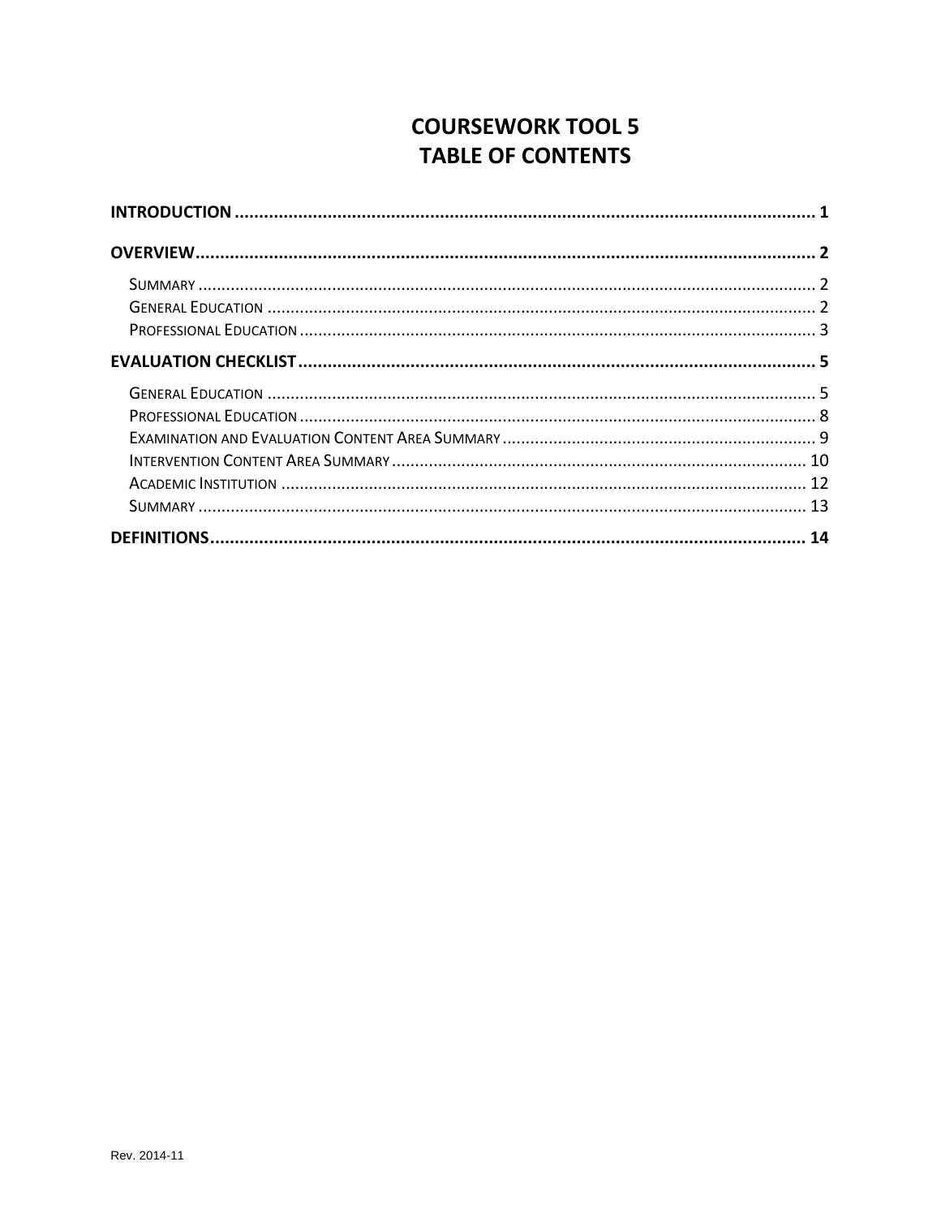# COURSEWORK TOOL 5
# TABLE OF CONTENTS

**INTRODUCTION** .......................................................................................................... **1**

**OVERVIEW** ................................................................................................................. **2**

- Summary ........................................................................................................................ 2
- General Education ........................................................................................................... 2
- Professional Education .................................................................................................... 3

**EVALUATION CHECKLIST** ............................................................................................ **5**

- General Education ........................................................................................................... 5
- Professional Education .................................................................................................... 8
- Examination and Evaluation Content Area Summary ........................................................ 9
- Intervention Content Area Summary ................................................................................ 10
- Academic Institution ........................................................................................................ 12
- Summary ........................................................................................................................ 13

**DEFINITIONS** ............................................................................................................ **14**

Rev. 2014-11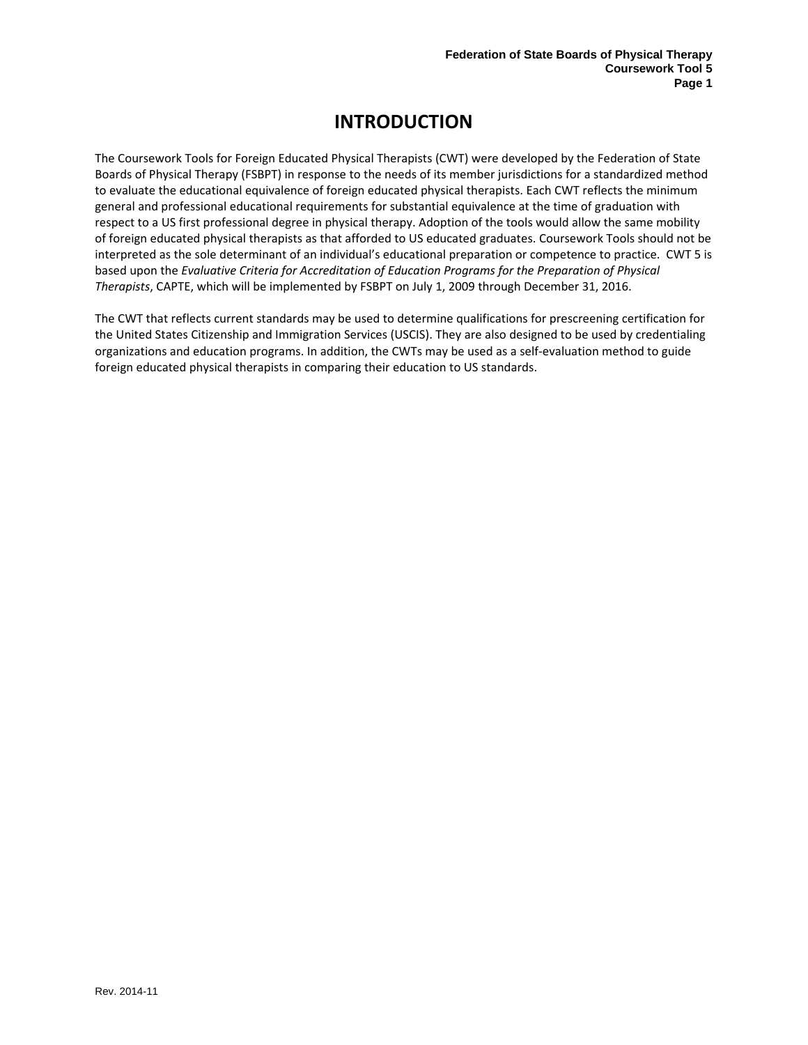# INTRODUCTION

The Coursework Tools for Foreign Educated Physical Therapists (CWT) were developed by the Federation of State Boards of Physical Therapy (FSBPT) in response to the needs of its member jurisdictions for a standardized method to evaluate the educational equivalence of foreign educated physical therapists. Each CWT reflects the minimum general and professional educational requirements for substantial equivalence at the time of graduation with respect to a US first professional degree in physical therapy. Adoption of the tools would allow the same mobility of foreign educated physical therapists as that afforded to US educated graduates. Coursework Tools should not be interpreted as the sole determinant of an individual's educational preparation or competence to practice. CWT 5 is based upon the *Evaluative Criteria for Accreditation of Education Programs for the Preparation of Physical Therapists*, CAPTE, which will be implemented by FSBPT on July 1, 2009 through December 31, 2016.

The CWT that reflects current standards may be used to determine qualifications for prescreening certification for the United States Citizenship and Immigration Services (USCIS). They are also designed to be used by credentialing organizations and education programs. In addition, the CWTs may be used as a self-evaluation method to guide foreign educated physical therapists in comparing their education to US standards.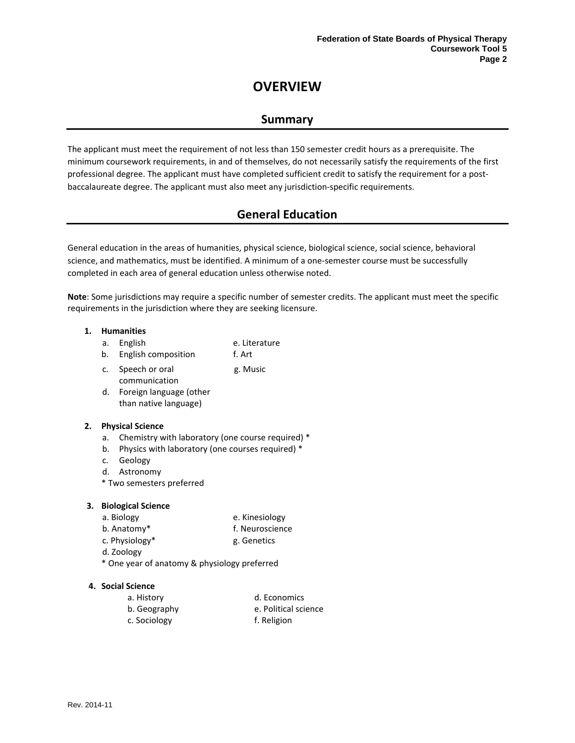# OVERVIEW

## Summary

The applicant must meet the requirement of not less than 150 semester credit hours as a prerequisite. The minimum coursework requirements, in and of themselves, do not necessarily satisfy the requirements of the first professional degree. The applicant must have completed sufficient credit to satisfy the requirement for a post-baccalaureate degree. The applicant must also meet any jurisdiction-specific requirements.

## General Education

General education in the areas of humanities, physical science, biological science, social science, behavioral science, and mathematics, must be identified. A minimum of a one-semester course must be successfully completed in each area of general education unless otherwise noted.

**Note**: Some jurisdictions may require a specific number of semester credits. The applicant must meet the specific requirements in the jurisdiction where they are seeking licensure.

1. **Humanities**
   a. English
   b. English composition
   c. Speech or oral communication
   d. Foreign language (other than native language)
   e. Literature
   f. Art
   g. Music

2. **Physical Science**
   a. Chemistry with laboratory (one course required) *
   b. Physics with laboratory (one courses required) *
   c. Geology
   d. Astronomy

   * Two semesters preferred

3. **Biological Science**
   a. Biology
   b. Anatomy*
   c. Physiology*
   d. Zoology
   e. Kinesiology
   f. Neuroscience
   g. Genetics

   * One year of anatomy & physiology preferred

4. **Social Science**
   a. History
   b. Geography
   c. Sociology
   d. Economics
   e. Political science
   f. Religion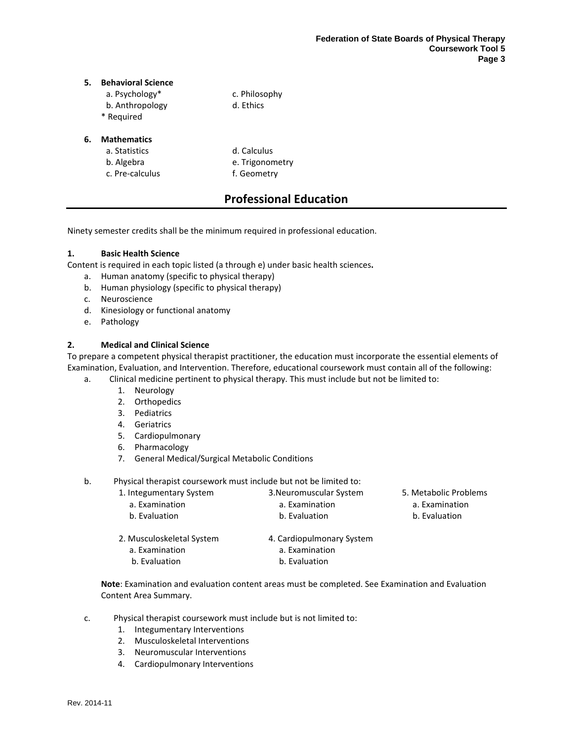**5. Behavioral Science**

- a. Psychology*
- b. Anthropology
- c. Philosophy
- d. Ethics

\* Required

**6. Mathematics**

- a. Statistics
- b. Algebra
- c. Pre-calculus
- d. Calculus
- e. Trigonometry
- f. Geometry

## Professional Education

Ninety semester credits shall be the minimum required in professional education.

**1. Basic Health Science**

Content is required in each topic listed (a through e) under basic health sciences**.**

a. Human anatomy (specific to physical therapy)
b. Human physiology (specific to physical therapy)
c. Neuroscience
d. Kinesiology or functional anatomy
e. Pathology

**2. Medical and Clinical Science**

To prepare a competent physical therapist practitioner, the education must incorporate the essential elements of Examination, Evaluation, and Intervention. Therefore, educational coursework must contain all of the following:

a. Clinical medicine pertinent to physical therapy. This must include but not be limited to:
   1. Neurology
   2. Orthopedics
   3. Pediatrics
   4. Geriatrics
   5. Cardiopulmonary
   6. Pharmacology
   7. General Medical/Surgical Metabolic Conditions

b. Physical therapist coursework must include but not be limited to:
   1. Integumentary System
      a. Examination
      b. Evaluation
   2. Musculoskeletal System
      a. Examination
      b. Evaluation
   3. Neuromuscular System
      a. Examination
      b. Evaluation
   4. Cardiopulmonary System
      a. Examination
      b. Evaluation
   5. Metabolic Problems
      a. Examination
      b. Evaluation

   **Note**: Examination and evaluation content areas must be completed. See Examination and Evaluation Content Area Summary.

c. Physical therapist coursework must include but is not limited to:
   1. Integumentary Interventions
   2. Musculoskeletal Interventions
   3. Neuromuscular Interventions
   4. Cardiopulmonary Interventions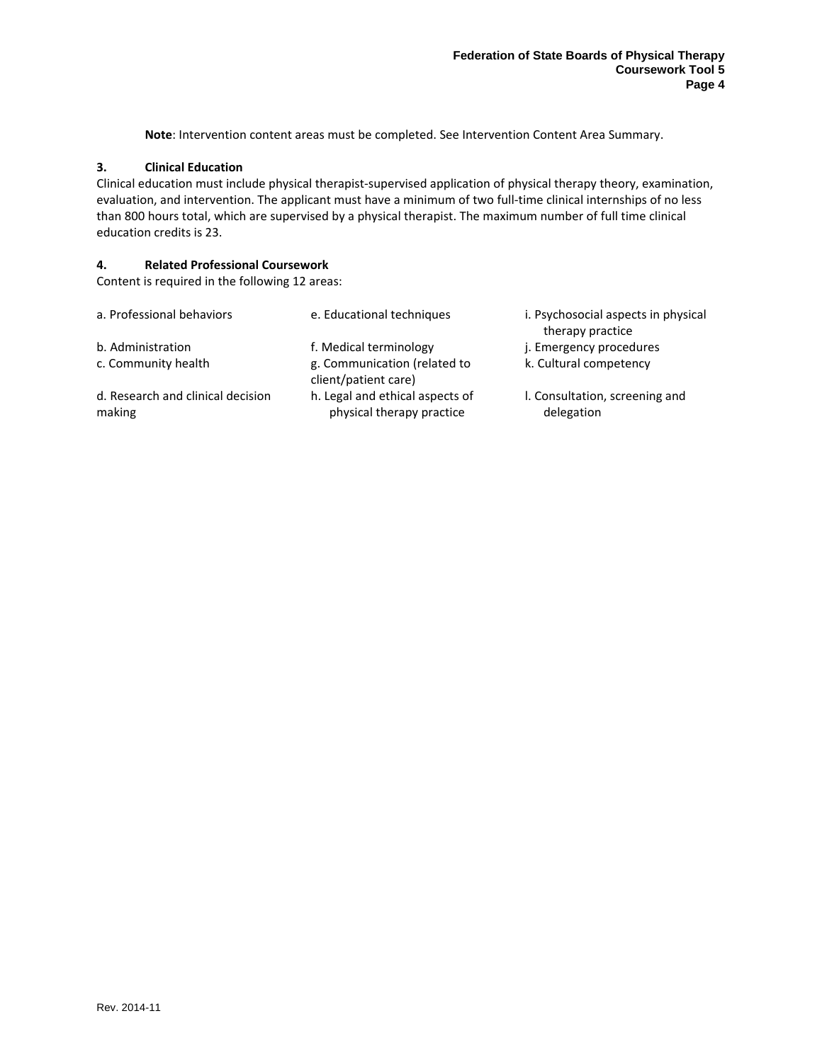**Note**: Intervention content areas must be completed. See Intervention Content Area Summary.

### 3. Clinical Education

Clinical education must include physical therapist-supervised application of physical therapy theory, examination, evaluation, and intervention. The applicant must have a minimum of two full-time clinical internships of no less than 800 hours total, which are supervised by a physical therapist. The maximum number of full time clinical education credits is 23.

### 4. Related Professional Coursework

Content is required in the following 12 areas:

a. Professional behaviors
b. Administration
c. Community health
d. Research and clinical decision making
e. Educational techniques
f. Medical terminology
g. Communication (related to client/patient care)
h. Legal and ethical aspects of physical therapy practice
i. Psychosocial aspects in physical therapy practice
j. Emergency procedures
k. Cultural competency
l. Consultation, screening and delegation

Rev. 2014-11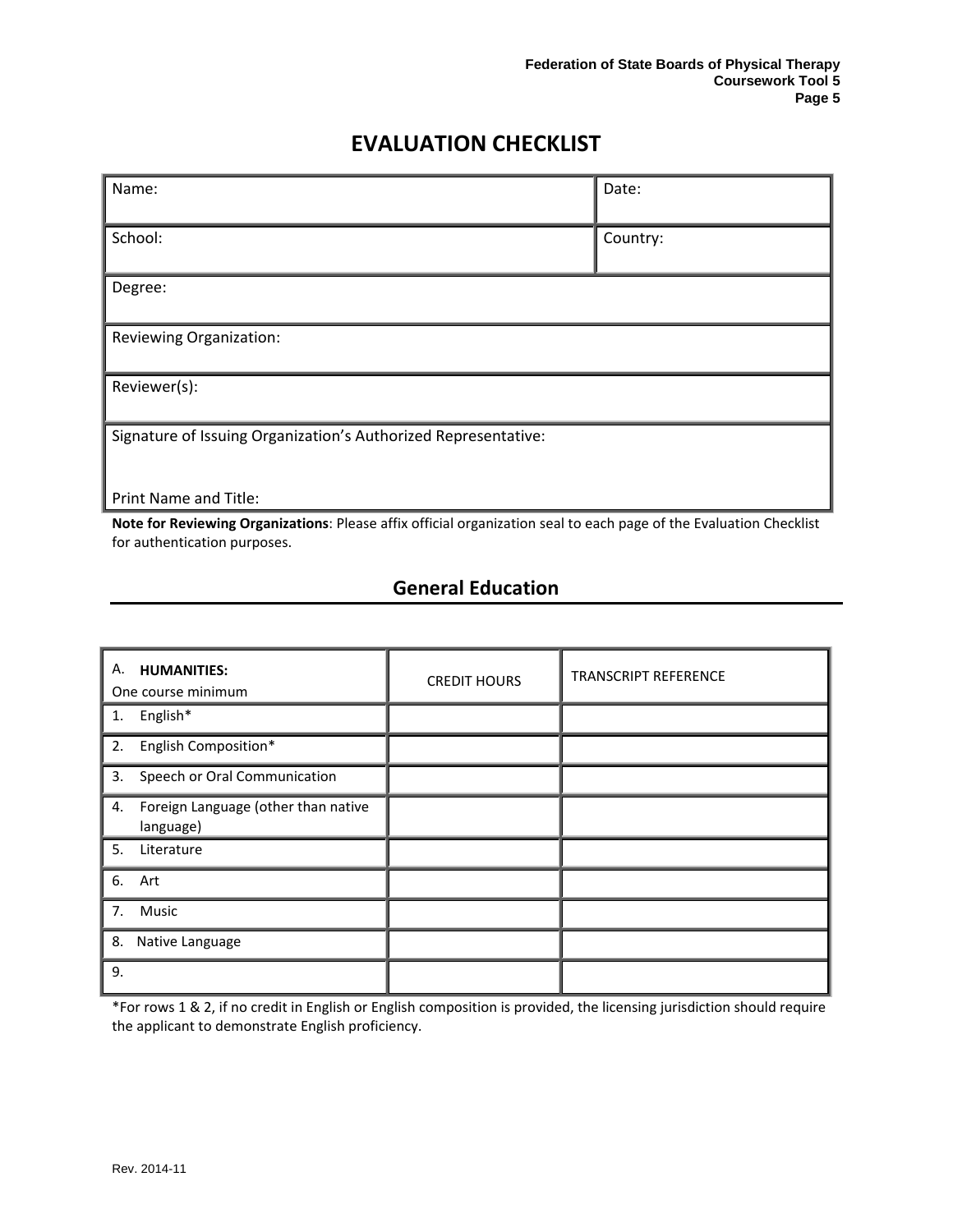# EVALUATION CHECKLIST

| Name: | Date: |
|---|---|
| School: | Country: |
| Degree: | |
| Reviewing Organization: | |
| Reviewer(s): | |
| Signature of Issuing Organization's Authorized Representative:<br><br>Print Name and Title: | |

**Note for Reviewing Organizations**: Please affix official organization seal to each page of the Evaluation Checklist for authentication purposes.

## General Education

| A. **HUMANITIES:**<br>One course minimum | CREDIT HOURS | TRANSCRIPT REFERENCE |
|---|---|---|
| 1. English* | | |
| 2. English Composition* | | |
| 3. Speech or Oral Communication | | |
| 4. Foreign Language (other than native language) | | |
| 5. Literature | | |
| 6. Art | | |
| 7. Music | | |
| 8. Native Language | | |
| 9. | | |

*For rows 1 & 2, if no credit in English or English composition is provided, the licensing jurisdiction should require the applicant to demonstrate English proficiency.

Rev. 2014-11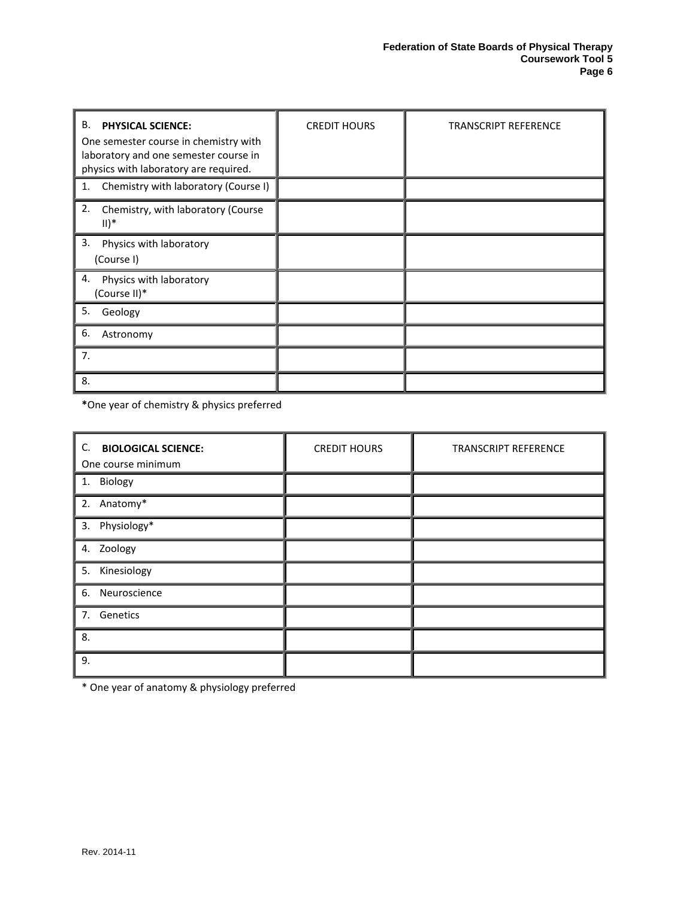| B. **PHYSICAL SCIENCE:** One semester course in chemistry with laboratory and one semester course in physics with laboratory are required. | CREDIT HOURS | TRANSCRIPT REFERENCE |
| --- | --- | --- |
| 1. Chemistry with laboratory (Course I) | | |
| 2. Chemistry, with laboratory (Course II)* | | |
| 3. Physics with laboratory (Course I) | | |
| 4. Physics with laboratory (Course II)* | | |
| 5. Geology | | |
| 6. Astronomy | | |
| 7. | | |
| 8. | | |

**\***One year of chemistry & physics preferred

| C. **BIOLOGICAL SCIENCE:** One course minimum | CREDIT HOURS | TRANSCRIPT REFERENCE |
| --- | --- | --- |
| 1. Biology | | |
| 2. Anatomy* | | |
| 3. Physiology* | | |
| 4. Zoology | | |
| 5. Kinesiology | | |
| 6. Neuroscience | | |
| 7. Genetics | | |
| 8. | | |
| 9. | | |

\* One year of anatomy & physiology preferred

Rev. 2014-11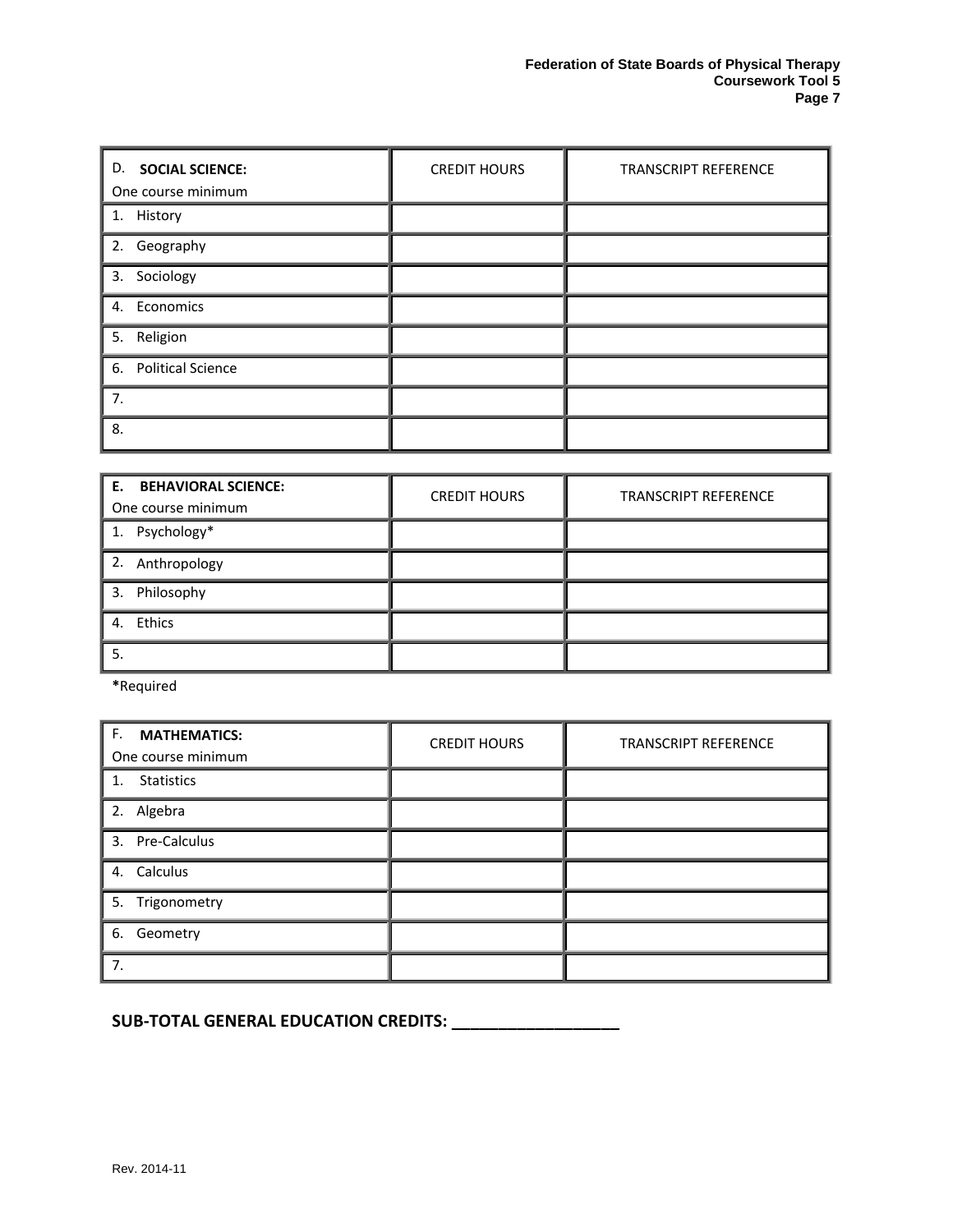| D. **SOCIAL SCIENCE:** One course minimum | CREDIT HOURS | TRANSCRIPT REFERENCE |
|---|---|---|
| 1. History | | |
| 2. Geography | | |
| 3. Sociology | | |
| 4. Economics | | |
| 5. Religion | | |
| 6. Political Science | | |
| 7. | | |
| 8. | | |

| **E. BEHAVIORAL SCIENCE:** One course minimum | CREDIT HOURS | TRANSCRIPT REFERENCE |
|---|---|---|
| 1. Psychology* | | |
| 2. Anthropology | | |
| 3. Philosophy | | |
| 4. Ethics | | |
| 5. | | |

**\***Required

| F. **MATHEMATICS:** One course minimum | CREDIT HOURS | TRANSCRIPT REFERENCE |
|---|---|---|
| 1. Statistics | | |
| 2. Algebra | | |
| 3. Pre-Calculus | | |
| 4. Calculus | | |
| 5. Trigonometry | | |
| 6. Geometry | | |
| 7. | | |

**SUB-TOTAL GENERAL EDUCATION CREDITS: ___________________**

Rev. 2014-11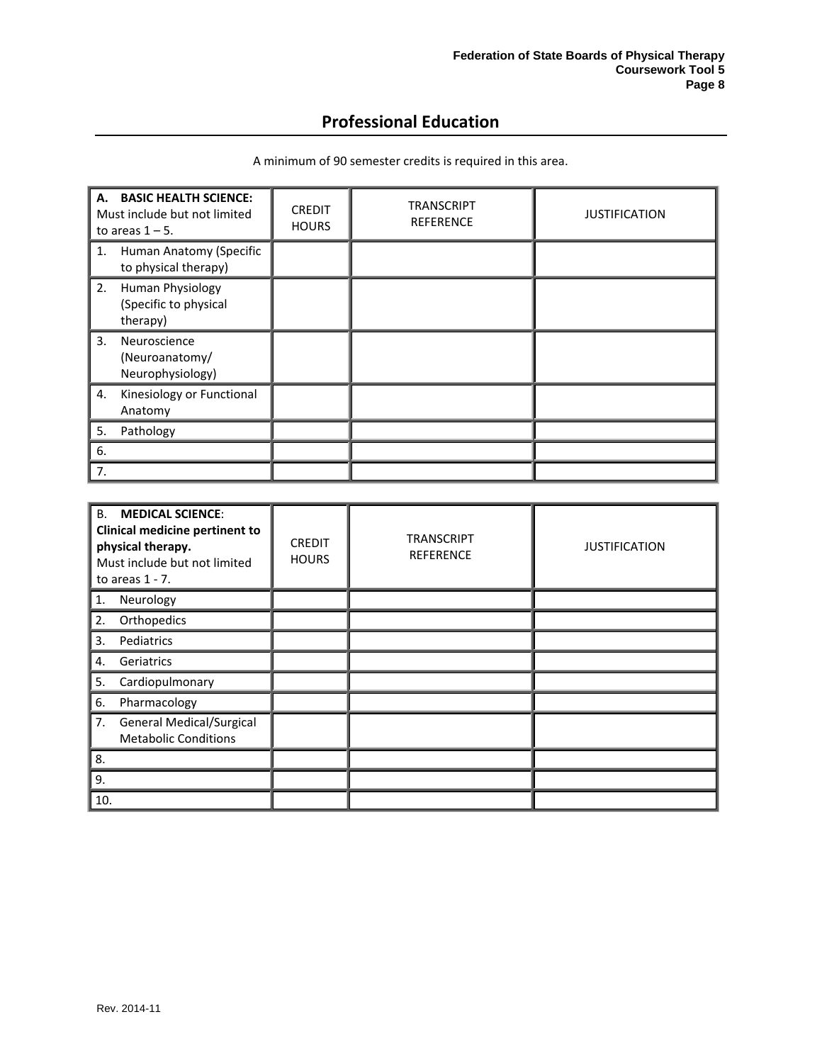## Professional Education

A minimum of 90 semester credits is required in this area.

| **A. BASIC HEALTH SCIENCE:** Must include but not limited to areas 1 – 5. | CREDIT HOURS | TRANSCRIPT REFERENCE | JUSTIFICATION |
|---|---|---|---|
| 1. Human Anatomy (Specific to physical therapy) | | | |
| 2. Human Physiology (Specific to physical therapy) | | | |
| 3. Neuroscience (Neuroanatomy/ Neurophysiology) | | | |
| 4. Kinesiology or Functional Anatomy | | | |
| 5. Pathology | | | |
| 6. | | | |
| 7. | | | |

| B. **MEDICAL SCIENCE**: **Clinical medicine pertinent to physical therapy.** Must include but not limited to areas 1 - 7. | CREDIT HOURS | TRANSCRIPT REFERENCE | JUSTIFICATION |
|---|---|---|---|
| 1. Neurology | | | |
| 2. Orthopedics | | | |
| 3. Pediatrics | | | |
| 4. Geriatrics | | | |
| 5. Cardiopulmonary | | | |
| 6. Pharmacology | | | |
| 7. General Medical/Surgical Metabolic Conditions | | | |
| 8. | | | |
| 9. | | | |
| 10. | | | |

Rev. 2014-11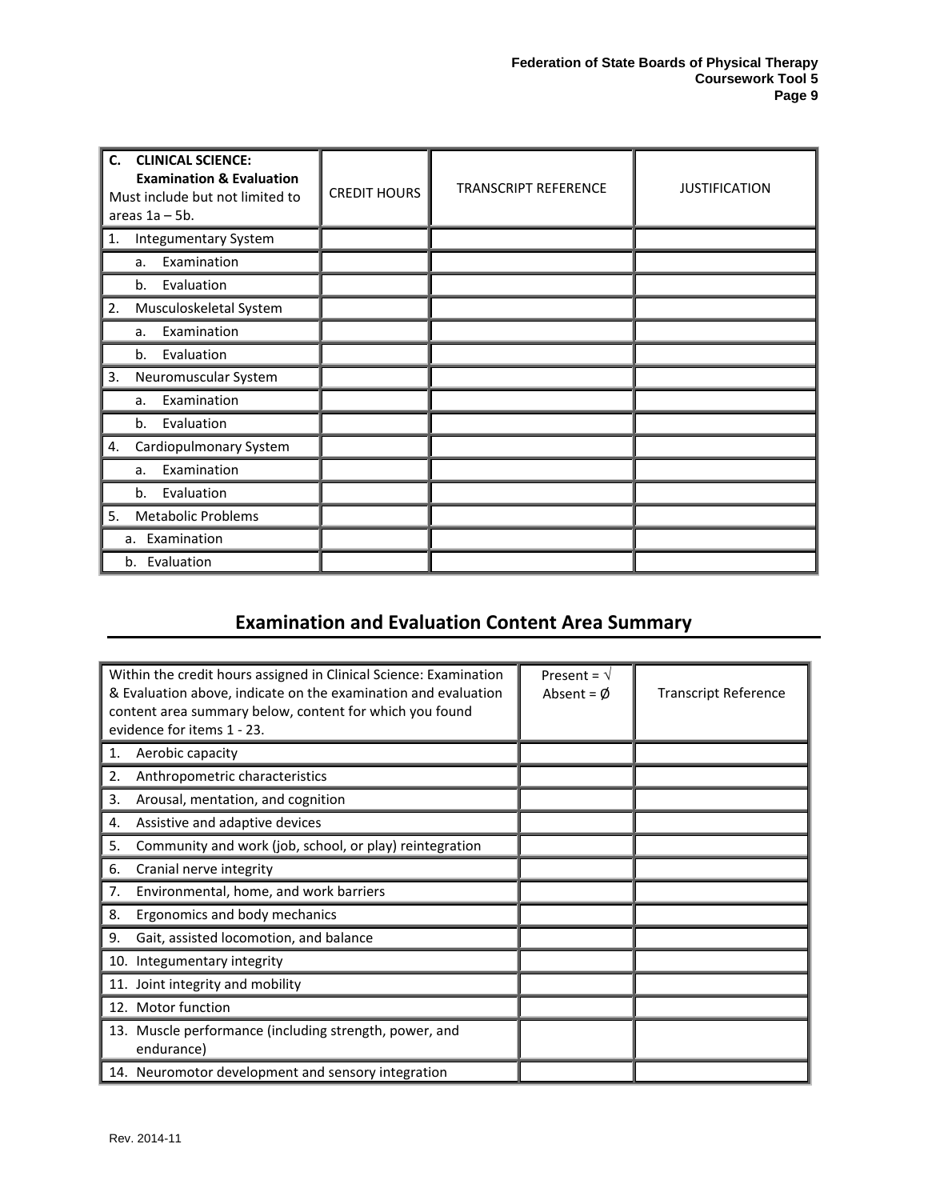| C. **CLINICAL SCIENCE: Examination & Evaluation** Must include but not limited to areas 1a – 5b. | CREDIT HOURS | TRANSCRIPT REFERENCE | JUSTIFICATION |
|---|---|---|---|
| 1. Integumentary System | | | |
| a. Examination | | | |
| b. Evaluation | | | |
| 2. Musculoskeletal System | | | |
| a. Examination | | | |
| b. Evaluation | | | |
| 3. Neuromuscular System | | | |
| a. Examination | | | |
| b. Evaluation | | | |
| 4. Cardiopulmonary System | | | |
| a. Examination | | | |
| b. Evaluation | | | |
| 5. Metabolic Problems | | | |
| a. Examination | | | |
| b. Evaluation | | | |

## Examination and Evaluation Content Area Summary

| Within the credit hours assigned in Clinical Science: Examination & Evaluation above, indicate on the examination and evaluation content area summary below, content for which you found evidence for items 1 - 23. | Present = √ Absent = Ø | Transcript Reference |
|---|---|---|
| 1. Aerobic capacity | | |
| 2. Anthropometric characteristics | | |
| 3. Arousal, mentation, and cognition | | |
| 4. Assistive and adaptive devices | | |
| 5. Community and work (job, school, or play) reintegration | | |
| 6. Cranial nerve integrity | | |
| 7. Environmental, home, and work barriers | | |
| 8. Ergonomics and body mechanics | | |
| 9. Gait, assisted locomotion, and balance | | |
| 10. Integumentary integrity | | |
| 11. Joint integrity and mobility | | |
| 12. Motor function | | |
| 13. Muscle performance (including strength, power, and endurance) | | |
| 14. Neuromotor development and sensory integration | | |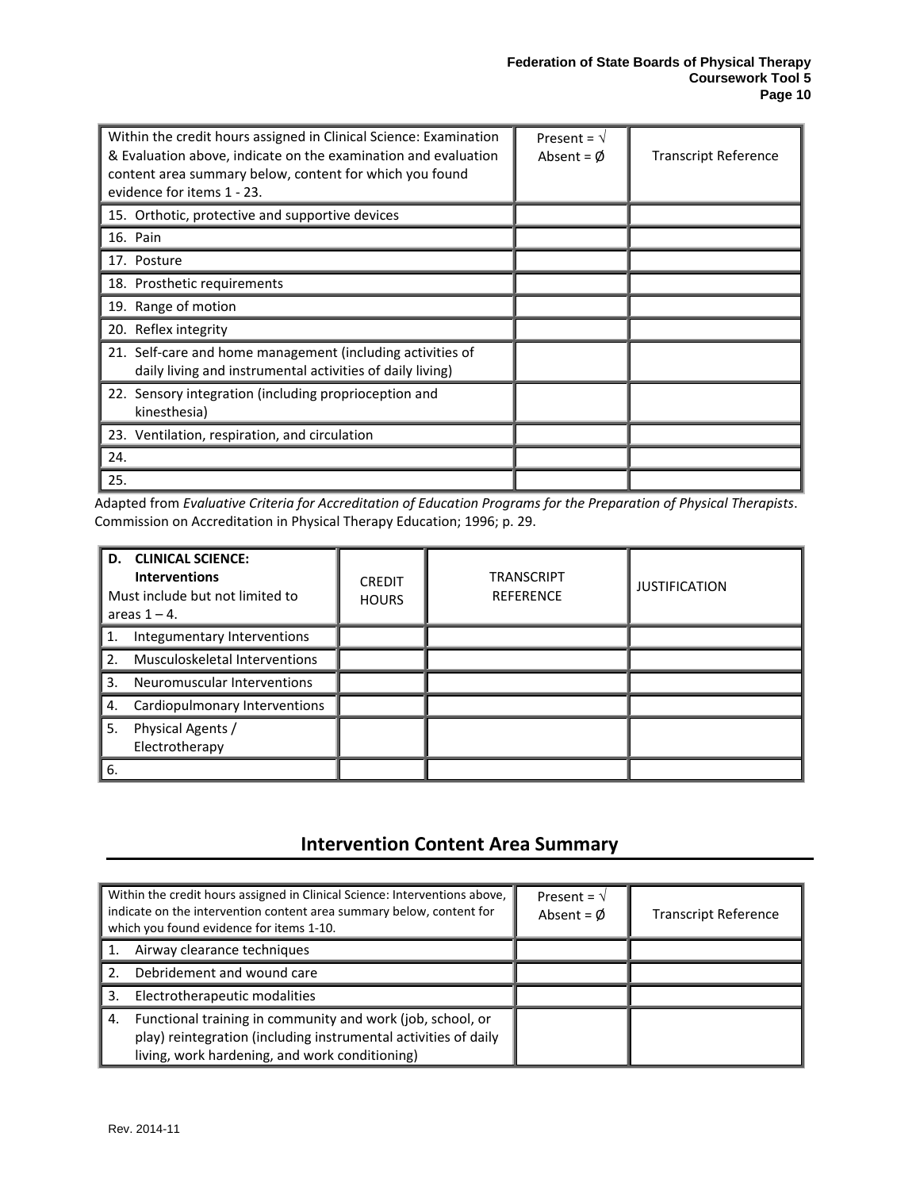| Within the credit hours assigned in Clinical Science: Examination & Evaluation above, indicate on the examination and evaluation content area summary below, content for which you found evidence for items 1 - 23. | Present = √ Absent = Ø | Transcript Reference |
|---|---|---|
| 15. Orthotic, protective and supportive devices | | |
| 16. Pain | | |
| 17. Posture | | |
| 18. Prosthetic requirements | | |
| 19. Range of motion | | |
| 20. Reflex integrity | | |
| 21. Self-care and home management (including activities of daily living and instrumental activities of daily living) | | |
| 22. Sensory integration (including proprioception and kinesthesia) | | |
| 23. Ventilation, respiration, and circulation | | |
| 24. | | |
| 25. | | |

Adapted from *Evaluative Criteria for Accreditation of Education Programs for the Preparation of Physical Therapists*. Commission on Accreditation in Physical Therapy Education; 1996; p. 29.

| **D. CLINICAL SCIENCE: Interventions** Must include but not limited to areas 1 – 4. | CREDIT HOURS | TRANSCRIPT REFERENCE | JUSTIFICATION |
|---|---|---|---|
| 1. Integumentary Interventions | | | |
| 2. Musculoskeletal Interventions | | | |
| 3. Neuromuscular Interventions | | | |
| 4. Cardiopulmonary Interventions | | | |
| 5. Physical Agents / Electrotherapy | | | |
| 6. | | | |

## Intervention Content Area Summary

| Within the credit hours assigned in Clinical Science: Interventions above, indicate on the intervention content area summary below, content for which you found evidence for items 1-10. | Present = √ Absent = Ø | Transcript Reference |
|---|---|---|
| 1. Airway clearance techniques | | |
| 2. Debridement and wound care | | |
| 3. Electrotherapeutic modalities | | |
| 4. Functional training in community and work (job, school, or play) reintegration (including instrumental activities of daily living, work hardening, and work conditioning) | | |

Rev. 2014-11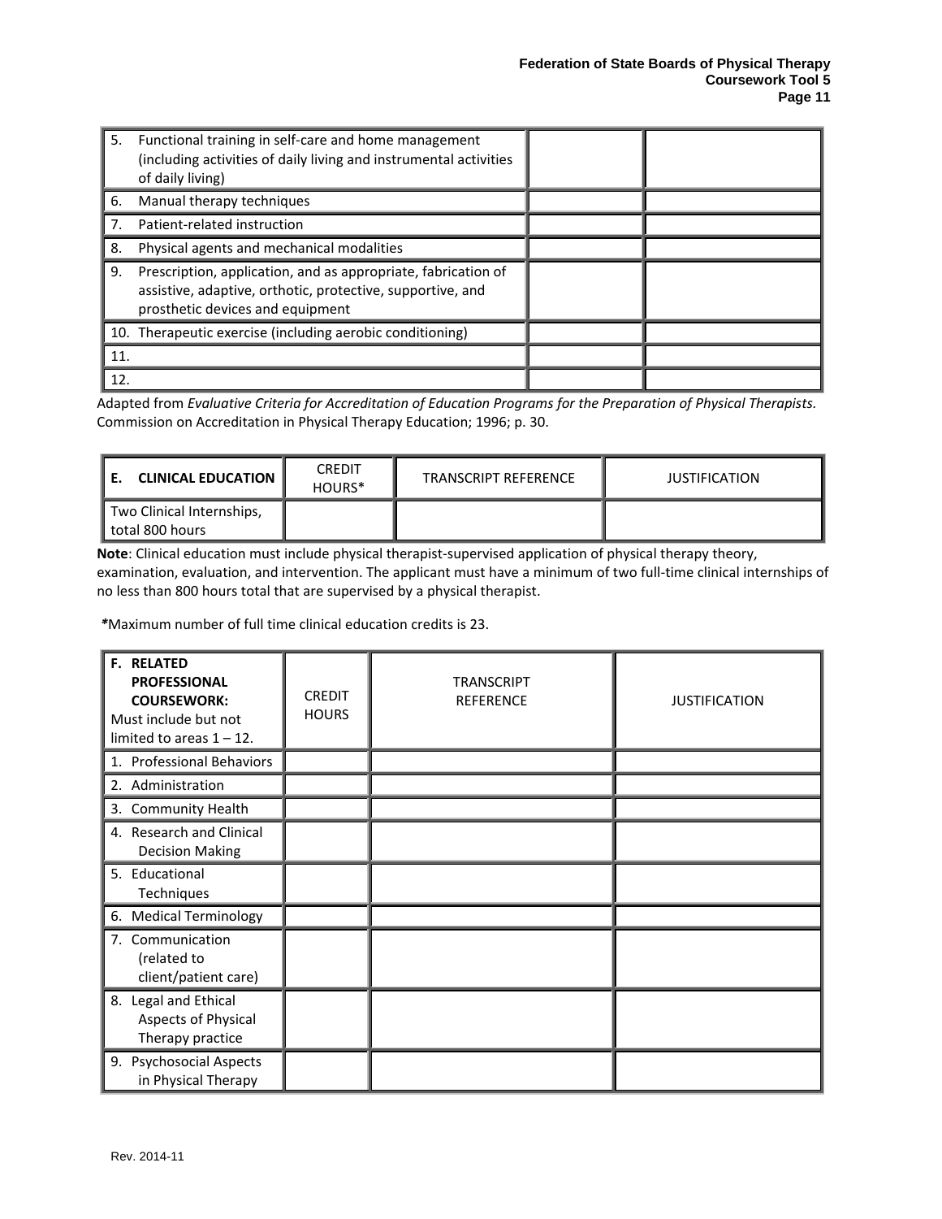| | | |
|---|---|---|
| 5. Functional training in self-care and home management (including activities of daily living and instrumental activities of daily living) | | |
| 6. Manual therapy techniques | | |
| 7. Patient-related instruction | | |
| 8. Physical agents and mechanical modalities | | |
| 9. Prescription, application, and as appropriate, fabrication of assistive, adaptive, orthotic, protective, supportive, and prosthetic devices and equipment | | |
| 10. Therapeutic exercise (including aerobic conditioning) | | |
| 11. | | |
| 12. | | |

Adapted from *Evaluative Criteria for Accreditation of Education Programs for the Preparation of Physical Therapists.* Commission on Accreditation in Physical Therapy Education; 1996; p. 30.

| **E. CLINICAL EDUCATION** | CREDIT HOURS* | TRANSCRIPT REFERENCE | JUSTIFICATION |
|---|---|---|---|
| Two Clinical Internships, total 800 hours | | | |

**Note**: Clinical education must include physical therapist-supervised application of physical therapy theory, examination, evaluation, and intervention. The applicant must have a minimum of two full-time clinical internships of no less than 800 hours total that are supervised by a physical therapist.

***Maximum number of full time clinical education credits is 23.

| **F. RELATED PROFESSIONAL COURSEWORK:** Must include but not limited to areas 1 – 12. | CREDIT HOURS | TRANSCRIPT REFERENCE | JUSTIFICATION |
|---|---|---|---|
| 1. Professional Behaviors | | | |
| 2. Administration | | | |
| 3. Community Health | | | |
| 4. Research and Clinical Decision Making | | | |
| 5. Educational Techniques | | | |
| 6. Medical Terminology | | | |
| 7. Communication (related to client/patient care) | | | |
| 8. Legal and Ethical Aspects of Physical Therapy practice | | | |
| 9. Psychosocial Aspects in Physical Therapy | | | |

Rev. 2014-11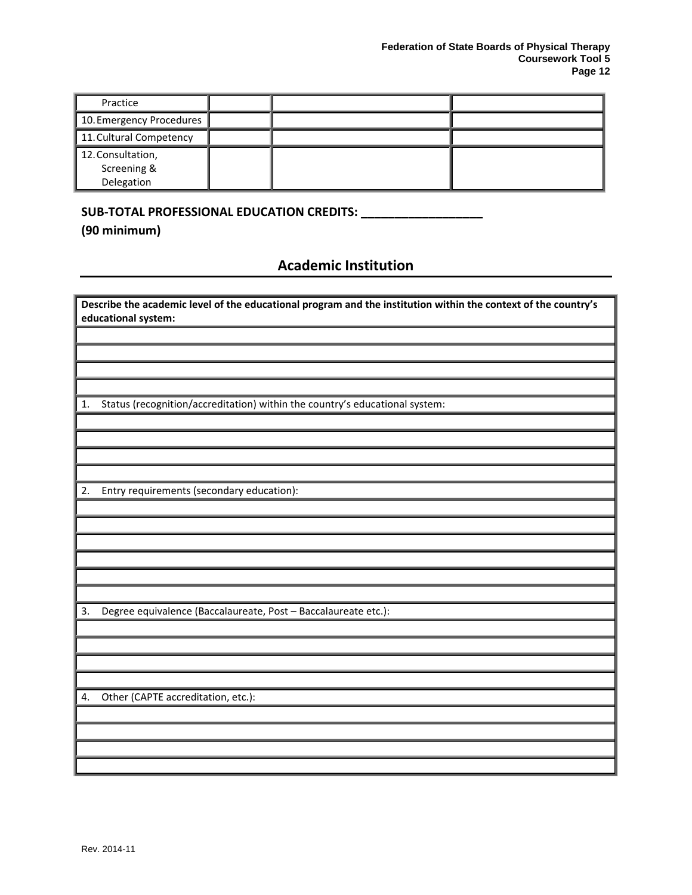| Practice | | | |
|---|---|---|---|
| 10. Emergency Procedures | | | |
| 11. Cultural Competency | | | |
| 12. Consultation, Screening & Delegation | | | |

**SUB-TOTAL PROFESSIONAL EDUCATION CREDITS: ___________________**

**(90 minimum)**

## Academic Institution

| **Describe the academic level of the educational program and the institution within the context of the country's educational system:** |
|---|
| |
| |
| |
| |
| 1. Status (recognition/accreditation) within the country's educational system: |
| |
| |
| |
| |
| 2. Entry requirements (secondary education): |
| |
| |
| |
| |
| |
| |
| 3. Degree equivalence (Baccalaureate, Post – Baccalaureate etc.): |
| |
| |
| |
| |
| 4. Other (CAPTE accreditation, etc.): |
| |
| |
| |
| |

Rev. 2014-11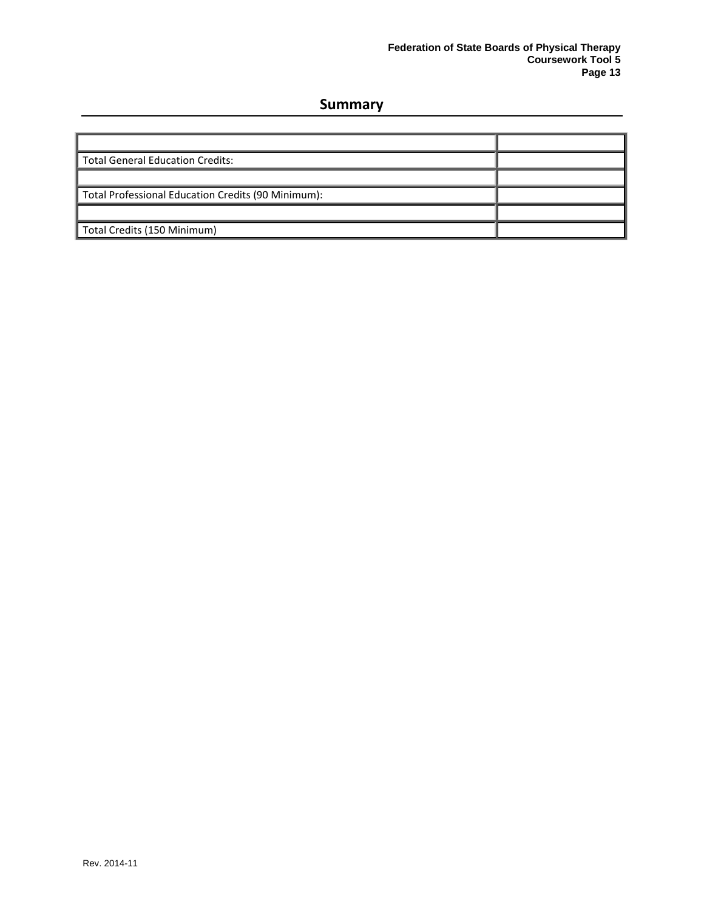## Summary

| | |
|---|---|
| Total General Education Credits: | |
| | |
| Total Professional Education Credits (90 Minimum): | |
| | |
| Total Credits (150 Minimum) | |

Rev. 2014-11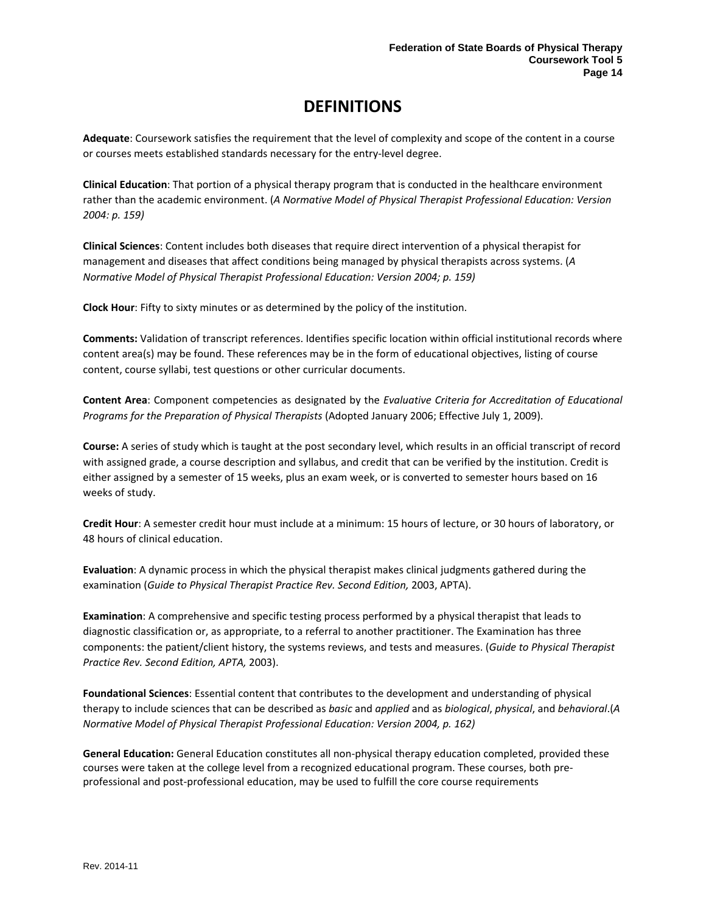# DEFINITIONS

**Adequate**: Coursework satisfies the requirement that the level of complexity and scope of the content in a course or courses meets established standards necessary for the entry-level degree.

**Clinical Education**: That portion of a physical therapy program that is conducted in the healthcare environment rather than the academic environment. (*A Normative Model of Physical Therapist Professional Education: Version 2004: p. 159)*

**Clinical Sciences**: Content includes both diseases that require direct intervention of a physical therapist for management and diseases that affect conditions being managed by physical therapists across systems. (*A Normative Model of Physical Therapist Professional Education: Version 2004; p. 159)*

**Clock Hour**: Fifty to sixty minutes or as determined by the policy of the institution.

**Comments:** Validation of transcript references. Identifies specific location within official institutional records where content area(s) may be found. These references may be in the form of educational objectives, listing of course content, course syllabi, test questions or other curricular documents.

**Content Area**: Component competencies as designated by the *Evaluative Criteria for Accreditation of Educational Programs for the Preparation of Physical Therapists* (Adopted January 2006; Effective July 1, 2009).

**Course:** A series of study which is taught at the post secondary level, which results in an official transcript of record with assigned grade, a course description and syllabus, and credit that can be verified by the institution. Credit is either assigned by a semester of 15 weeks, plus an exam week, or is converted to semester hours based on 16 weeks of study.

**Credit Hour**: A semester credit hour must include at a minimum: 15 hours of lecture, or 30 hours of laboratory, or 48 hours of clinical education.

**Evaluation**: A dynamic process in which the physical therapist makes clinical judgments gathered during the examination (*Guide to Physical Therapist Practice Rev. Second Edition,* 2003, APTA).

**Examination**: A comprehensive and specific testing process performed by a physical therapist that leads to diagnostic classification or, as appropriate, to a referral to another practitioner. The Examination has three components: the patient/client history, the systems reviews, and tests and measures. (*Guide to Physical Therapist Practice Rev. Second Edition, APTA,* 2003).

**Foundational Sciences**: Essential content that contributes to the development and understanding of physical therapy to include sciences that can be described as *basic* and *applied* and as *biological*, *physical*, and *behavioral*.(*A Normative Model of Physical Therapist Professional Education: Version 2004, p. 162)*

**General Education:** General Education constitutes all non-physical therapy education completed, provided these courses were taken at the college level from a recognized educational program. These courses, both pre-professional and post-professional education, may be used to fulfill the core course requirements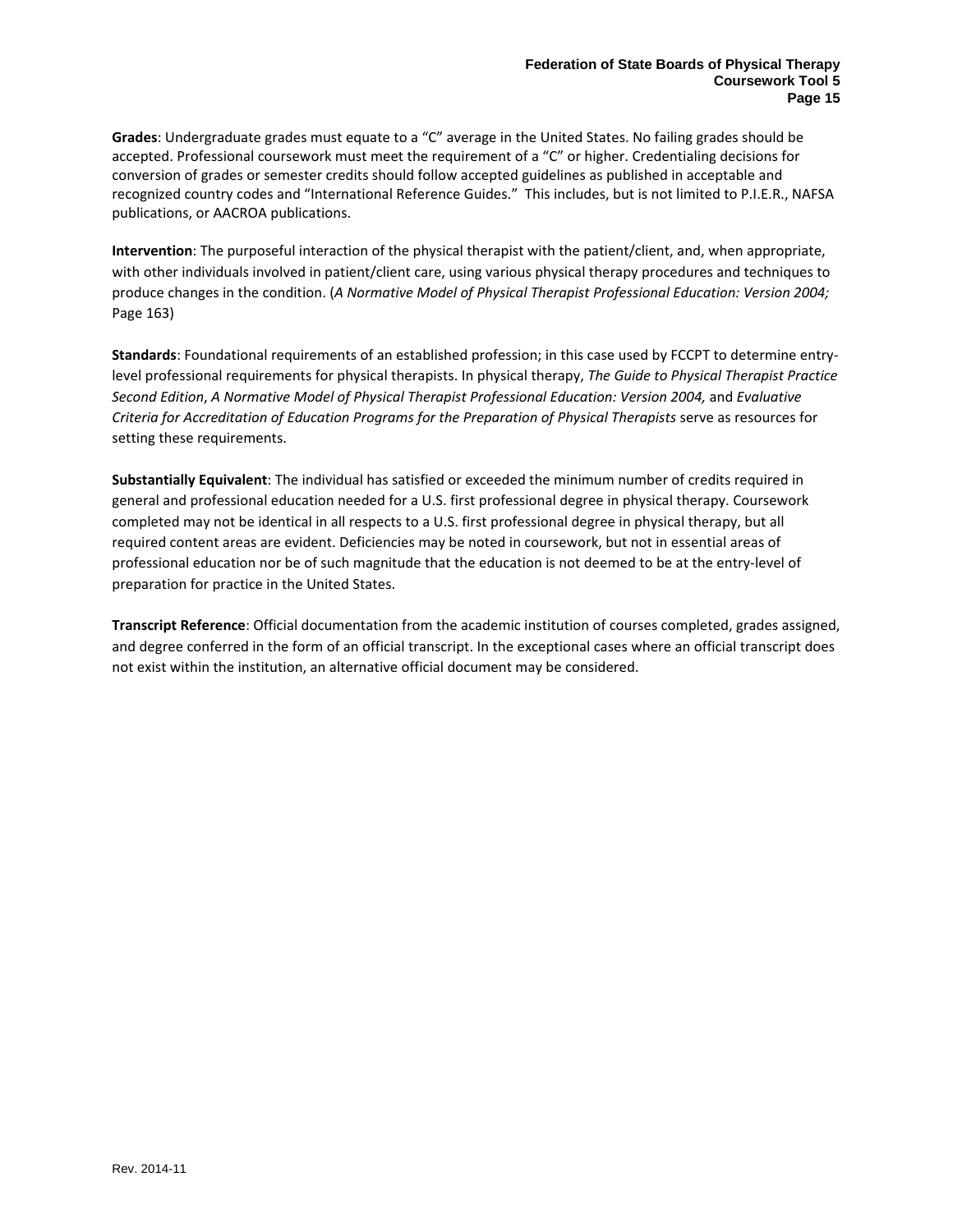**Grades**: Undergraduate grades must equate to a “C” average in the United States. No failing grades should be accepted. Professional coursework must meet the requirement of a “C” or higher. Credentialing decisions for conversion of grades or semester credits should follow accepted guidelines as published in acceptable and recognized country codes and “International Reference Guides.” This includes, but is not limited to P.I.E.R., NAFSA publications, or AACROA publications.

**Intervention**: The purposeful interaction of the physical therapist with the patient/client, and, when appropriate, with other individuals involved in patient/client care, using various physical therapy procedures and techniques to produce changes in the condition. (*A Normative Model of Physical Therapist Professional Education: Version 2004;* Page 163)

**Standards**: Foundational requirements of an established profession; in this case used by FCCPT to determine entry-level professional requirements for physical therapists. In physical therapy, *The Guide to Physical Therapist Practice Second Edition*, *A Normative Model of Physical Therapist Professional Education: Version 2004,* and *Evaluative Criteria for Accreditation of Education Programs for the Preparation of Physical Therapists* serve as resources for setting these requirements.

**Substantially Equivalent**: The individual has satisfied or exceeded the minimum number of credits required in general and professional education needed for a U.S. first professional degree in physical therapy. Coursework completed may not be identical in all respects to a U.S. first professional degree in physical therapy, but all required content areas are evident. Deficiencies may be noted in coursework, but not in essential areas of professional education nor be of such magnitude that the education is not deemed to be at the entry-level of preparation for practice in the United States.

**Transcript Reference**: Official documentation from the academic institution of courses completed, grades assigned, and degree conferred in the form of an official transcript. In the exceptional cases where an official transcript does not exist within the institution, an alternative official document may be considered.